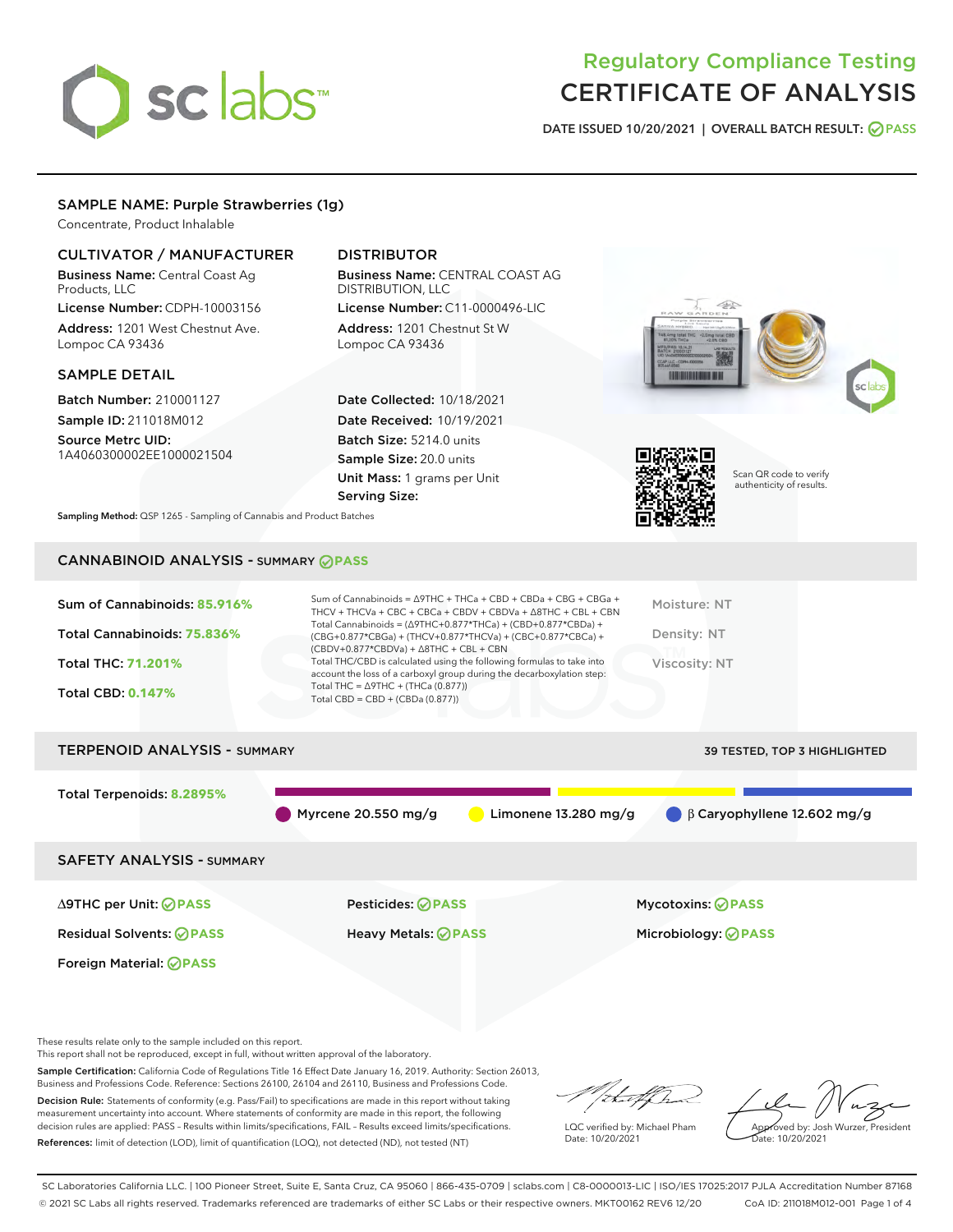# Regulatory Compliance Testing
# CERTIFICATE OF ANALYSIS

DATE ISSUED 10/20/2021 | OVERALL BATCH RESULT: PASS

## SAMPLE NAME: Purple Strawberries (1g)

Concentrate, Product Inhalable

### CULTIVATOR / MANUFACTURER

**Business Name:** Central Coast Ag Products, LLC
**License Number:** CDPH-10003156
**Address:** 1201 West Chestnut Ave. Lompoc CA 93436

### DISTRIBUTOR

**Business Name:** CENTRAL COAST AG DISTRIBUTION, LLC
**License Number:** C11-0000496-LIC
**Address:** 1201 Chestnut St W Lompoc CA 93436

### SAMPLE DETAIL

**Batch Number:** 210001127
**Sample ID:** 211018M012
**Source Metrc UID:** 1A4060300002EE1000021504

**Date Collected:** 10/18/2021
**Date Received:** 10/19/2021
**Batch Size:** 5214.0 units
**Sample Size:** 20.0 units
**Unit Mass:** 1 grams per Unit
**Serving Size:**

Scan QR code to verify authenticity of results.

**Sampling Method:** QSP 1265 - Sampling of Cannabis and Product Batches

## CANNABINOID ANALYSIS - SUMMARY PASS

Sum of Cannabinoids: **85.916%**
Total Cannabinoids: **75.836%**
Total THC: **71.201%**
Total CBD: **0.147%**

Sum of Cannabinoids = Δ9THC + THCa + CBD + CBDa + CBG + CBGa + THCV + THCVa + CBC + CBCa + CBDV + CBDVa + Δ8THC + CBL + CBN
Total Cannabinoids = (Δ9THC+0.877*THCa) + (CBD+0.877*CBDa) + (CBG+0.877*CBGa) + (THCV+0.877*THCVa) + (CBC+0.877*CBCa) + (CBDV+0.877*CBDVa) + Δ8THC + CBL + CBN
Total THC/CBD is calculated using the following formulas to take into account the loss of a carboxyl group during the decarboxylation step:
Total THC = Δ9THC + (THCa (0.877))
Total CBD = CBD + (CBDa (0.877))

Moisture: NT
Density: NT
Viscosity: NT

## TERPENOID ANALYSIS - SUMMARY

39 TESTED, TOP 3 HIGHLIGHTED

Total Terpenoids: **8.2895%**

Myrcene 20.550 mg/g | Limonene 13.280 mg/g | β Caryophyllene 12.602 mg/g

## SAFETY ANALYSIS - SUMMARY

Δ9THC per Unit: PASS
Pesticides: PASS
Mycotoxins: PASS
Residual Solvents: PASS
Heavy Metals: PASS
Microbiology: PASS
Foreign Material: PASS

These results relate only to the sample included on this report.
This report shall not be reproduced, except in full, without written approval of the laboratory.

**Sample Certification:** California Code of Regulations Title 16 Effect Date January 16, 2019. Authority: Section 26013, Business and Professions Code. Reference: Sections 26100, 26104 and 26110, Business and Professions Code.

**Decision Rule:** Statements of conformity (e.g. Pass/Fail) to specifications are made in this report without taking measurement uncertainty into account. Where statements of conformity are made in this report, the following decision rules are applied: PASS – Results within limits/specifications, FAIL – Results exceed limits/specifications.

**References:** limit of detection (LOD), limit of quantification (LOQ), not detected (ND), not tested (NT)

LQC verified by: Michael Pham
Date: 10/20/2021

Approved by: Josh Wurzer, President
Date: 10/20/2021

SC Laboratories California LLC. | 100 Pioneer Street, Suite E, Santa Cruz, CA 95060 | 866-435-0709 | sclabs.com | C8-0000013-LIC | ISO/IES 17025:2017 PJLA Accreditation Number 87168
© 2021 SC Labs all rights reserved. Trademarks referenced are trademarks of either SC Labs or their respective owners. MKT00162 REV6 12/20 CoA ID: 211018M012-001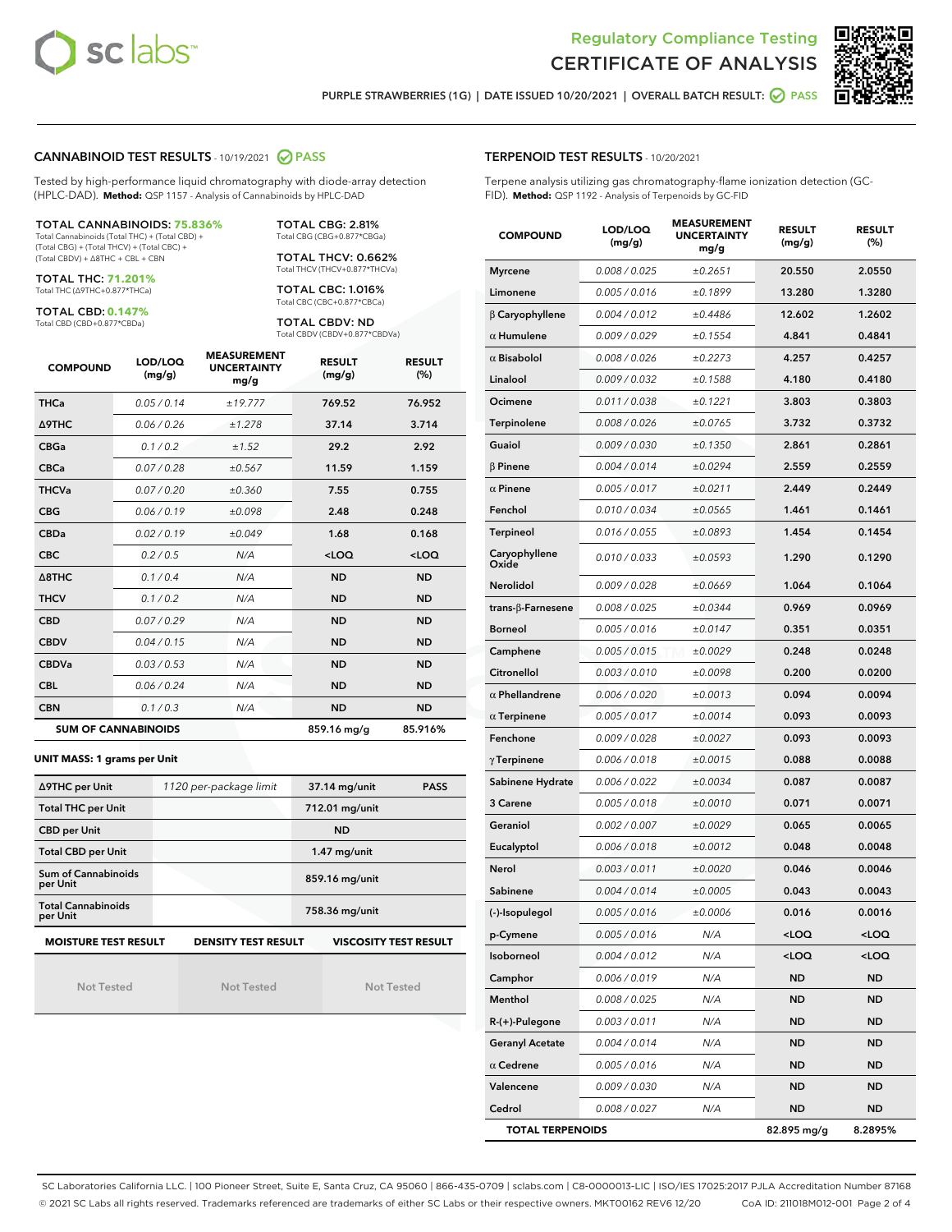# Regulatory Compliance Testing
# CERTIFICATE OF ANALYSIS

PURPLE STRAWBERRIES (1G) | DATE ISSUED 10/20/2021 | OVERALL BATCH RESULT: PASS

## CANNABINOID TEST RESULTS - 10/19/2021 PASS

Tested by high-performance liquid chromatography with diode-array detection (HPLC-DAD). **Method:** QSP 1157 - Analysis of Cannabinoids by HPLC-DAD

**TOTAL CANNABINOIDS: 75.836%**
Total Cannabinoids (Total THC) + (Total CBD) + (Total CBG) + (Total THCV) + (Total CBC) + (Total CBDV) + Δ8THC + CBL + CBN

**TOTAL THC: 71.201%**
Total THC (Δ9THC+0.877*THCa)

**TOTAL CBD: 0.147%**
Total CBD (CBD+0.877*CBDa)

**TOTAL CBG: 2.81%**
Total CBG (CBG+0.877*CBGa)

**TOTAL THCV: 0.662%**
Total THCV (THCV+0.877*THCVa)

**TOTAL CBC: 1.016%**
Total CBC (CBC+0.877*CBCa)

**TOTAL CBDV: ND**
Total CBDV (CBDV+0.877*CBDVa)

| COMPOUND | LOD/LOQ (mg/g) | MEASUREMENT UNCERTAINTY mg/g | RESULT (mg/g) | RESULT (%) |
|---|---|---|---|---|
| THCa | 0.05 / 0.14 | ±19.777 | 769.52 | 76.952 |
| Δ9THC | 0.06 / 0.26 | ±1.278 | 37.14 | 3.714 |
| CBGa | 0.1 / 0.2 | ±1.52 | 29.2 | 2.92 |
| CBCa | 0.07 / 0.28 | ±0.567 | 11.59 | 1.159 |
| THCVa | 0.07 / 0.20 | ±0.360 | 7.55 | 0.755 |
| CBG | 0.06 / 0.19 | ±0.098 | 2.48 | 0.248 |
| CBDa | 0.02 / 0.19 | ±0.049 | 1.68 | 0.168 |
| CBC | 0.2 / 0.5 | N/A | <LOQ | <LOQ |
| Δ8THC | 0.1 / 0.4 | N/A | ND | ND |
| THCV | 0.1 / 0.2 | N/A | ND | ND |
| CBD | 0.07 / 0.29 | N/A | ND | ND |
| CBDV | 0.04 / 0.15 | N/A | ND | ND |
| CBDVa | 0.03 / 0.53 | N/A | ND | ND |
| CBL | 0.06 / 0.24 | N/A | ND | ND |
| CBN | 0.1 / 0.3 | N/A | ND | ND |
| **SUM OF CANNABINOIDS** | | | **859.16 mg/g** | **85.916%** |

**UNIT MASS: 1 grams per Unit**

| | | | |
|---|---|---|---|
| Δ9THC per Unit | 1120 per-package limit | 37.14 mg/unit | PASS |
| Total THC per Unit | | 712.01 mg/unit | |
| CBD per Unit | | ND | |
| Total CBD per Unit | | 1.47 mg/unit | |
| Sum of Cannabinoids per Unit | | 859.16 mg/unit | |
| Total Cannabinoids per Unit | | 758.36 mg/unit | |

| MOISTURE TEST RESULT | DENSITY TEST RESULT | VISCOSITY TEST RESULT |
|---|---|---|
| Not Tested | Not Tested | Not Tested |

## TERPENOID TEST RESULTS - 10/20/2021

Terpene analysis utilizing gas chromatography-flame ionization detection (GC-FID). **Method:** QSP 1192 - Analysis of Terpenoids by GC-FID

| COMPOUND | LOD/LOQ (mg/g) | MEASUREMENT UNCERTAINTY mg/g | RESULT (mg/g) | RESULT (%) |
|---|---|---|---|---|
| Myrcene | 0.008 / 0.025 | ±0.2651 | 20.550 | 2.0550 |
| Limonene | 0.005 / 0.016 | ±0.1899 | 13.280 | 1.3280 |
| β Caryophyllene | 0.004 / 0.012 | ±0.4486 | 12.602 | 1.2602 |
| α Humulene | 0.009 / 0.029 | ±0.1554 | 4.841 | 0.4841 |
| α Bisabolol | 0.008 / 0.026 | ±0.2273 | 4.257 | 0.4257 |
| Linalool | 0.009 / 0.032 | ±0.1588 | 4.180 | 0.4180 |
| Ocimene | 0.011 / 0.038 | ±0.1221 | 3.803 | 0.3803 |
| Terpinolene | 0.008 / 0.026 | ±0.0765 | 3.732 | 0.3732 |
| Guaiol | 0.009 / 0.030 | ±0.1350 | 2.861 | 0.2861 |
| β Pinene | 0.004 / 0.014 | ±0.0294 | 2.559 | 0.2559 |
| α Pinene | 0.005 / 0.017 | ±0.0211 | 2.449 | 0.2449 |
| Fenchol | 0.010 / 0.034 | ±0.0565 | 1.461 | 0.1461 |
| Terpineol | 0.016 / 0.055 | ±0.0893 | 1.454 | 0.1454 |
| Caryophyllene Oxide | 0.010 / 0.033 | ±0.0593 | 1.290 | 0.1290 |
| Nerolidol | 0.009 / 0.028 | ±0.0669 | 1.064 | 0.1064 |
| trans-β-Farnesene | 0.008 / 0.025 | ±0.0344 | 0.969 | 0.0969 |
| Borneol | 0.005 / 0.016 | ±0.0147 | 0.351 | 0.0351 |
| Camphene | 0.005 / 0.015 | ±0.0029 | 0.248 | 0.0248 |
| Citronellol | 0.003 / 0.010 | ±0.0098 | 0.200 | 0.0200 |
| α Phellandrene | 0.006 / 0.020 | ±0.0013 | 0.094 | 0.0094 |
| α Terpinene | 0.005 / 0.017 | ±0.0014 | 0.093 | 0.0093 |
| Fenchone | 0.009 / 0.028 | ±0.0027 | 0.093 | 0.0093 |
| γ Terpinene | 0.006 / 0.018 | ±0.0015 | 0.088 | 0.0088 |
| Sabinene Hydrate | 0.006 / 0.022 | ±0.0034 | 0.087 | 0.0087 |
| 3 Carene | 0.005 / 0.018 | ±0.0010 | 0.071 | 0.0071 |
| Geraniol | 0.002 / 0.007 | ±0.0029 | 0.065 | 0.0065 |
| Eucalyptol | 0.006 / 0.018 | ±0.0012 | 0.048 | 0.0048 |
| Nerol | 0.003 / 0.011 | ±0.0020 | 0.046 | 0.0046 |
| Sabinene | 0.004 / 0.014 | ±0.0005 | 0.043 | 0.0043 |
| (-)-Isopulegol | 0.005 / 0.016 | ±0.0006 | 0.016 | 0.0016 |
| p-Cymene | 0.005 / 0.016 | N/A | <LOQ | <LOQ |
| Isoborneol | 0.004 / 0.012 | N/A | <LOQ | <LOQ |
| Camphor | 0.006 / 0.019 | N/A | ND | ND |
| Menthol | 0.008 / 0.025 | N/A | ND | ND |
| R-(+)-Pulegone | 0.003 / 0.011 | N/A | ND | ND |
| Geranyl Acetate | 0.004 / 0.014 | N/A | ND | ND |
| α Cedrene | 0.005 / 0.016 | N/A | ND | ND |
| Valencene | 0.009 / 0.030 | N/A | ND | ND |
| Cedrol | 0.008 / 0.027 | N/A | ND | ND |
| **TOTAL TERPENOIDS** | | | **82.895 mg/g** | **8.2895%** |

SC Laboratories California LLC. | 100 Pioneer Street, Suite E, Santa Cruz, CA 95060 | 866-435-0709 | sclabs.com | C8-0000013-LIC | ISO/IES 17025:2017 PJLA Accreditation Number 87168
© 2021 SC Labs all rights reserved. Trademarks referenced are trademarks of either SC Labs or their respective owners. MKT00162 REV6 12/20 CoA ID: 211018M012-001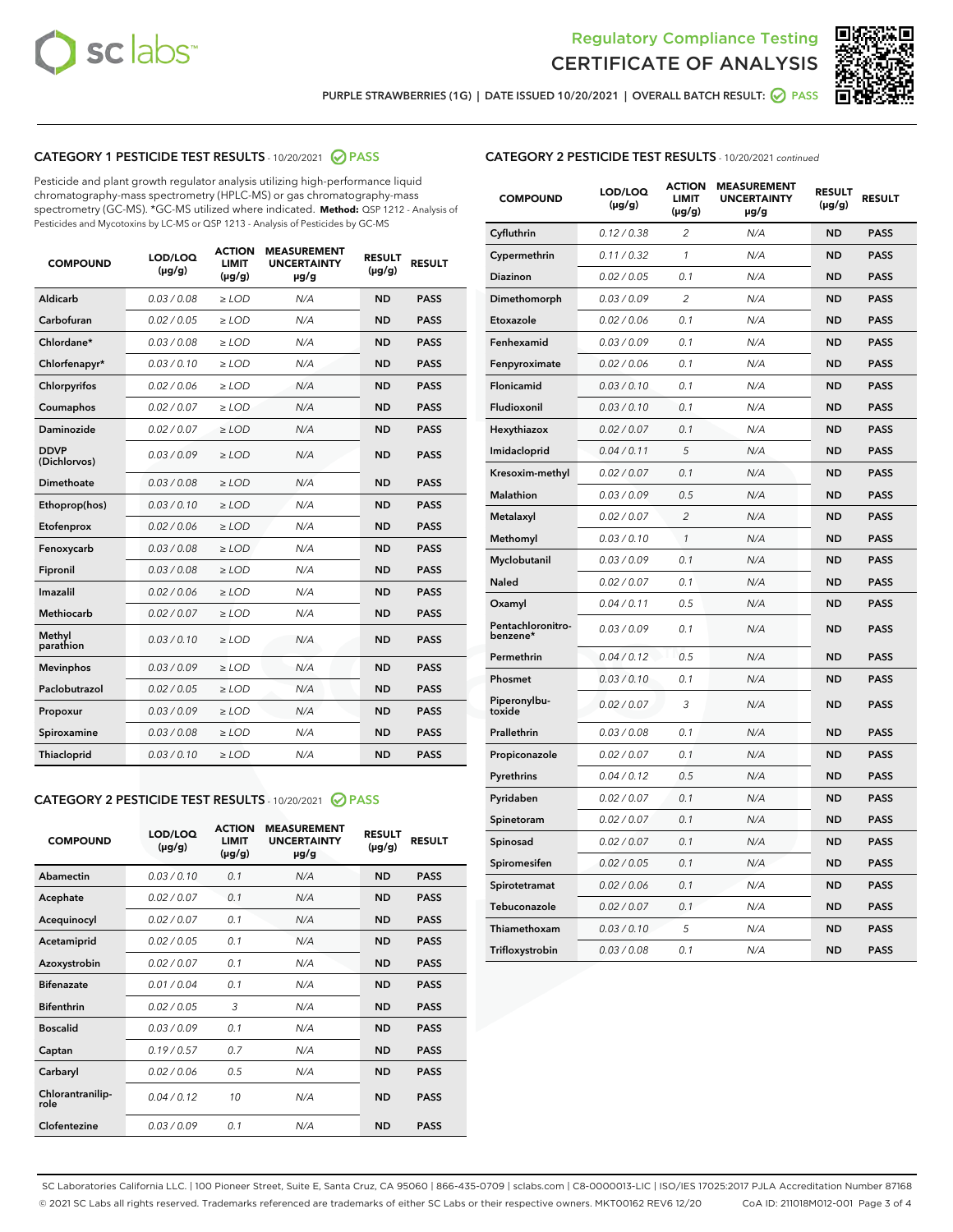Regulatory Compliance Testing

# CERTIFICATE OF ANALYSIS

PURPLE STRAWBERRIES (1G) | DATE ISSUED 10/20/2021 | OVERALL BATCH RESULT: PASS

## CATEGORY 1 PESTICIDE TEST RESULTS - 10/20/2021 PASS

Pesticide and plant growth regulator analysis utilizing high-performance liquid chromatography-mass spectrometry (HPLC-MS) or gas chromatography-mass spectrometry (GC-MS). *GC-MS utilized where indicated. **Method:** QSP 1212 - Analysis of Pesticides and Mycotoxins by LC-MS or QSP 1213 - Analysis of Pesticides by GC-MS

| COMPOUND | LOD/LOQ (μg/g) | ACTION LIMIT (μg/g) | MEASUREMENT UNCERTAINTY μg/g | RESULT (μg/g) | RESULT |
|---|---|---|---|---|---|
| Aldicarb | 0.03 / 0.08 | ≥ LOD | N/A | ND | PASS |
| Carbofuran | 0.02 / 0.05 | ≥ LOD | N/A | ND | PASS |
| Chlordane* | 0.03 / 0.08 | ≥ LOD | N/A | ND | PASS |
| Chlorfenapyr* | 0.03 / 0.10 | ≥ LOD | N/A | ND | PASS |
| Chlorpyrifos | 0.02 / 0.06 | ≥ LOD | N/A | ND | PASS |
| Coumaphos | 0.02 / 0.07 | ≥ LOD | N/A | ND | PASS |
| Daminozide | 0.02 / 0.07 | ≥ LOD | N/A | ND | PASS |
| DDVP (Dichlorvos) | 0.03 / 0.09 | ≥ LOD | N/A | ND | PASS |
| Dimethoate | 0.03 / 0.08 | ≥ LOD | N/A | ND | PASS |
| Ethoprop(hos) | 0.03 / 0.10 | ≥ LOD | N/A | ND | PASS |
| Etofenprox | 0.02 / 0.06 | ≥ LOD | N/A | ND | PASS |
| Fenoxycarb | 0.03 / 0.08 | ≥ LOD | N/A | ND | PASS |
| Fipronil | 0.03 / 0.08 | ≥ LOD | N/A | ND | PASS |
| Imazalil | 0.02 / 0.06 | ≥ LOD | N/A | ND | PASS |
| Methiocarb | 0.02 / 0.07 | ≥ LOD | N/A | ND | PASS |
| Methyl parathion | 0.03 / 0.10 | ≥ LOD | N/A | ND | PASS |
| Mevinphos | 0.03 / 0.09 | ≥ LOD | N/A | ND | PASS |
| Paclobutrazol | 0.02 / 0.05 | ≥ LOD | N/A | ND | PASS |
| Propoxur | 0.03 / 0.09 | ≥ LOD | N/A | ND | PASS |
| Spiroxamine | 0.03 / 0.08 | ≥ LOD | N/A | ND | PASS |
| Thiacloprid | 0.03 / 0.10 | ≥ LOD | N/A | ND | PASS |

## CATEGORY 2 PESTICIDE TEST RESULTS - 10/20/2021 PASS

| COMPOUND | LOD/LOQ (μg/g) | ACTION LIMIT (μg/g) | MEASUREMENT UNCERTAINTY μg/g | RESULT (μg/g) | RESULT |
|---|---|---|---|---|---|
| Abamectin | 0.03 / 0.10 | 0.1 | N/A | ND | PASS |
| Acephate | 0.02 / 0.07 | 0.1 | N/A | ND | PASS |
| Acequinocyl | 0.02 / 0.07 | 0.1 | N/A | ND | PASS |
| Acetamiprid | 0.02 / 0.05 | 0.1 | N/A | ND | PASS |
| Azoxystrobin | 0.02 / 0.07 | 0.1 | N/A | ND | PASS |
| Bifenazate | 0.01 / 0.04 | 0.1 | N/A | ND | PASS |
| Bifenthrin | 0.02 / 0.05 | 3 | N/A | ND | PASS |
| Boscalid | 0.03 / 0.09 | 0.1 | N/A | ND | PASS |
| Captan | 0.19 / 0.57 | 0.7 | N/A | ND | PASS |
| Carbaryl | 0.02 / 0.06 | 0.5 | N/A | ND | PASS |
| Chlorantraniliprole | 0.04 / 0.12 | 10 | N/A | ND | PASS |
| Clofentezine | 0.03 / 0.09 | 0.1 | N/A | ND | PASS |
| Cyfluthrin | 0.12 / 0.38 | 2 | N/A | ND | PASS |
| Cypermethrin | 0.11 / 0.32 | 1 | N/A | ND | PASS |
| Diazinon | 0.02 / 0.05 | 0.1 | N/A | ND | PASS |
| Dimethomorph | 0.03 / 0.09 | 2 | N/A | ND | PASS |
| Etoxazole | 0.02 / 0.06 | 0.1 | N/A | ND | PASS |
| Fenhexamid | 0.03 / 0.09 | 0.1 | N/A | ND | PASS |
| Fenpyroximate | 0.02 / 0.06 | 0.1 | N/A | ND | PASS |
| Flonicamid | 0.03 / 0.10 | 0.1 | N/A | ND | PASS |
| Fludioxonil | 0.03 / 0.10 | 0.1 | N/A | ND | PASS |
| Hexythiazox | 0.02 / 0.07 | 0.1 | N/A | ND | PASS |
| Imidacloprid | 0.04 / 0.11 | 5 | N/A | ND | PASS |
| Kresoxim-methyl | 0.02 / 0.07 | 0.1 | N/A | ND | PASS |
| Malathion | 0.03 / 0.09 | 0.5 | N/A | ND | PASS |
| Metalaxyl | 0.02 / 0.07 | 2 | N/A | ND | PASS |
| Methomyl | 0.03 / 0.10 | 1 | N/A | ND | PASS |
| Myclobutanil | 0.03 / 0.09 | 0.1 | N/A | ND | PASS |
| Naled | 0.02 / 0.07 | 0.1 | N/A | ND | PASS |
| Oxamyl | 0.04 / 0.11 | 0.5 | N/A | ND | PASS |
| Pentachloronitrobenzene* | 0.03 / 0.09 | 0.1 | N/A | ND | PASS |
| Permethrin | 0.04 / 0.12 | 0.5 | N/A | ND | PASS |
| Phosmet | 0.03 / 0.10 | 0.1 | N/A | ND | PASS |
| Piperonylbutoxide | 0.02 / 0.07 | 3 | N/A | ND | PASS |
| Prallethrin | 0.03 / 0.08 | 0.1 | N/A | ND | PASS |
| Propiconazole | 0.02 / 0.07 | 0.1 | N/A | ND | PASS |
| Pyrethrins | 0.04 / 0.12 | 0.5 | N/A | ND | PASS |
| Pyridaben | 0.02 / 0.07 | 0.1 | N/A | ND | PASS |
| Spinetoram | 0.02 / 0.07 | 0.1 | N/A | ND | PASS |
| Spinosad | 0.02 / 0.07 | 0.1 | N/A | ND | PASS |
| Spiromesifen | 0.02 / 0.05 | 0.1 | N/A | ND | PASS |
| Spirotetramat | 0.02 / 0.06 | 0.1 | N/A | ND | PASS |
| Tebuconazole | 0.02 / 0.07 | 0.1 | N/A | ND | PASS |
| Thiamethoxam | 0.03 / 0.10 | 5 | N/A | ND | PASS |
| Trifloxystrobin | 0.03 / 0.08 | 0.1 | N/A | ND | PASS |

SC Laboratories California LLC. | 100 Pioneer Street, Suite E, Santa Cruz, CA 95060 | 866-435-0709 | sclabs.com | C8-0000013-LIC | ISO/IES 17025:2017 PJLA Accreditation Number 87168
© 2021 SC Labs all rights reserved. Trademarks referenced are trademarks of either SC Labs or their respective owners. MKT00162 REV6 12/20 CoA ID: 211018M012-001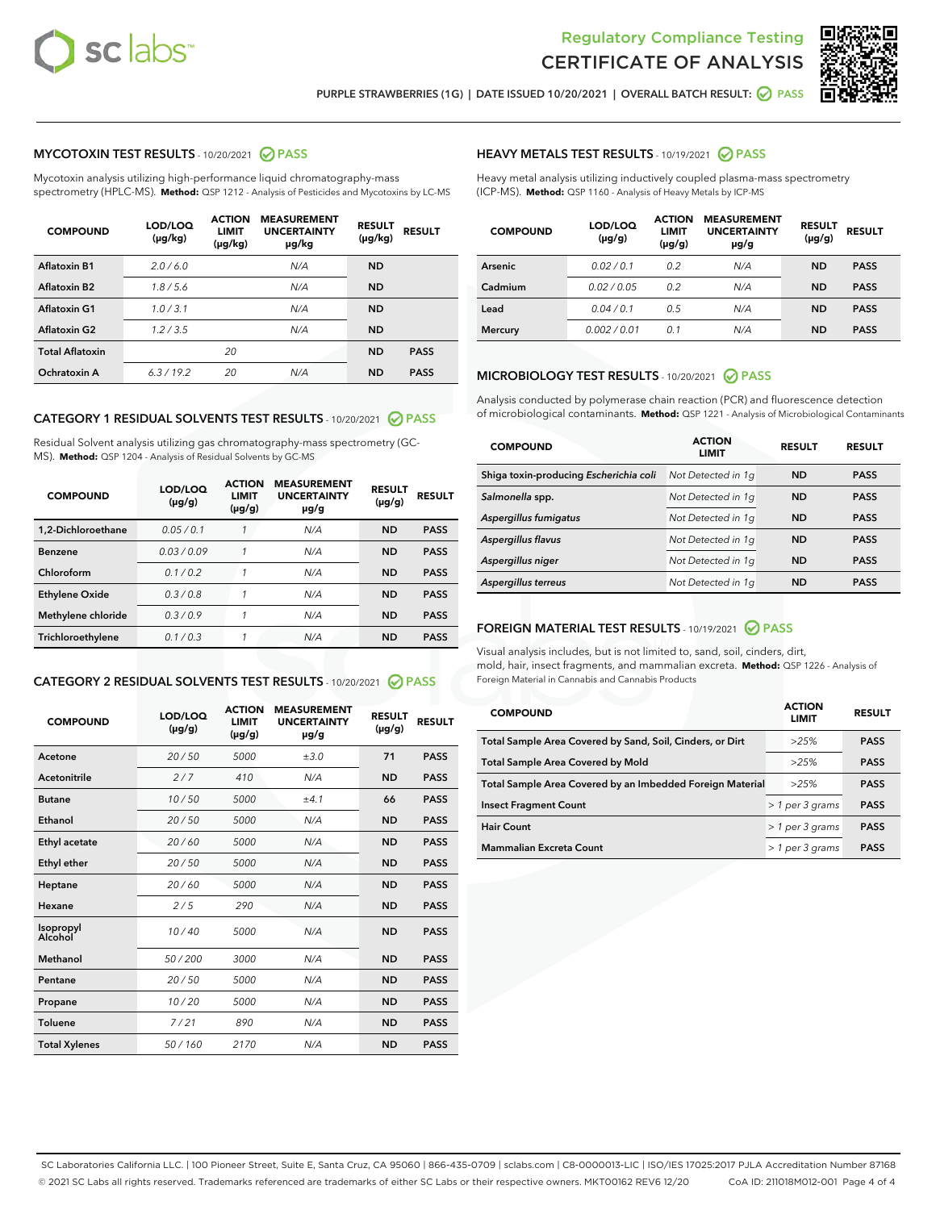# Regulatory Compliance Testing
# CERTIFICATE OF ANALYSIS

PURPLE STRAWBERRIES (1G) | DATE ISSUED 10/20/2021 | OVERALL BATCH RESULT: PASS

## MYCOTOXIN TEST RESULTS - 10/20/2021 PASS

Mycotoxin analysis utilizing high-performance liquid chromatography-mass spectrometry (HPLC-MS). **Method:** QSP 1212 - Analysis of Pesticides and Mycotoxins by LC-MS

| COMPOUND | LOD/LOQ (µg/kg) | ACTION LIMIT (µg/kg) | MEASUREMENT UNCERTAINTY µg/kg | RESULT (µg/kg) | RESULT |
|---|---|---|---|---|---|
| Aflatoxin B1 | 2.0 / 6.0 | | N/A | ND | |
| Aflatoxin B2 | 1.8 / 5.6 | | N/A | ND | |
| Aflatoxin G1 | 1.0 / 3.1 | | N/A | ND | |
| Aflatoxin G2 | 1.2 / 3.5 | | N/A | ND | |
| Total Aflatoxin | | 20 | | ND | PASS |
| Ochratoxin A | 6.3 / 19.2 | 20 | N/A | ND | PASS |

## CATEGORY 1 RESIDUAL SOLVENTS TEST RESULTS - 10/20/2021 PASS

Residual Solvent analysis utilizing gas chromatography-mass spectrometry (GC-MS). **Method:** QSP 1204 - Analysis of Residual Solvents by GC-MS

| COMPOUND | LOD/LOQ (µg/g) | ACTION LIMIT (µg/g) | MEASUREMENT UNCERTAINTY µg/g | RESULT (µg/g) | RESULT |
|---|---|---|---|---|---|
| 1,2-Dichloroethane | 0.05 / 0.1 | 1 | N/A | ND | PASS |
| Benzene | 0.03 / 0.09 | 1 | N/A | ND | PASS |
| Chloroform | 0.1 / 0.2 | 1 | N/A | ND | PASS |
| Ethylene Oxide | 0.3 / 0.8 | 1 | N/A | ND | PASS |
| Methylene chloride | 0.3 / 0.9 | 1 | N/A | ND | PASS |
| Trichloroethylene | 0.1 / 0.3 | 1 | N/A | ND | PASS |

## CATEGORY 2 RESIDUAL SOLVENTS TEST RESULTS - 10/20/2021 PASS

| COMPOUND | LOD/LOQ (µg/g) | ACTION LIMIT (µg/g) | MEASUREMENT UNCERTAINTY µg/g | RESULT (µg/g) | RESULT |
|---|---|---|---|---|---|
| Acetone | 20 / 50 | 5000 | ±3.0 | 71 | PASS |
| Acetonitrile | 2 / 7 | 410 | N/A | ND | PASS |
| Butane | 10 / 50 | 5000 | ±4.1 | 66 | PASS |
| Ethanol | 20 / 50 | 5000 | N/A | ND | PASS |
| Ethyl acetate | 20 / 60 | 5000 | N/A | ND | PASS |
| Ethyl ether | 20 / 50 | 5000 | N/A | ND | PASS |
| Heptane | 20 / 60 | 5000 | N/A | ND | PASS |
| Hexane | 2 / 5 | 290 | N/A | ND | PASS |
| Isopropyl Alcohol | 10 / 40 | 5000 | N/A | ND | PASS |
| Methanol | 50 / 200 | 3000 | N/A | ND | PASS |
| Pentane | 20 / 50 | 5000 | N/A | ND | PASS |
| Propane | 10 / 20 | 5000 | N/A | ND | PASS |
| Toluene | 7 / 21 | 890 | N/A | ND | PASS |
| Total Xylenes | 50 / 160 | 2170 | N/A | ND | PASS |

## HEAVY METALS TEST RESULTS - 10/19/2021 PASS

Heavy metal analysis utilizing inductively coupled plasma-mass spectrometry (ICP-MS). **Method:** QSP 1160 - Analysis of Heavy Metals by ICP-MS

| COMPOUND | LOD/LOQ (µg/g) | ACTION LIMIT (µg/g) | MEASUREMENT UNCERTAINTY µg/g | RESULT (µg/g) | RESULT |
|---|---|---|---|---|---|
| Arsenic | 0.02 / 0.1 | 0.2 | N/A | ND | PASS |
| Cadmium | 0.02 / 0.05 | 0.2 | N/A | ND | PASS |
| Lead | 0.04 / 0.1 | 0.5 | N/A | ND | PASS |
| Mercury | 0.002 / 0.01 | 0.1 | N/A | ND | PASS |

## MICROBIOLOGY TEST RESULTS - 10/20/2021 PASS

Analysis conducted by polymerase chain reaction (PCR) and fluorescence detection of microbiological contaminants. **Method:** QSP 1221 - Analysis of Microbiological Contaminants

| COMPOUND | ACTION LIMIT | RESULT | RESULT |
|---|---|---|---|
| Shiga toxin-producing *Escherichia coli* | Not Detected in 1g | ND | PASS |
| *Salmonella* spp. | Not Detected in 1g | ND | PASS |
| *Aspergillus fumigatus* | Not Detected in 1g | ND | PASS |
| *Aspergillus flavus* | Not Detected in 1g | ND | PASS |
| *Aspergillus niger* | Not Detected in 1g | ND | PASS |
| *Aspergillus terreus* | Not Detected in 1g | ND | PASS |

## FOREIGN MATERIAL TEST RESULTS - 10/19/2021 PASS

Visual analysis includes, but is not limited to, sand, soil, cinders, dirt, mold, hair, insect fragments, and mammalian excreta. **Method:** QSP 1226 - Analysis of Foreign Material in Cannabis and Cannabis Products

| COMPOUND | ACTION LIMIT | RESULT |
|---|---|---|
| Total Sample Area Covered by Sand, Soil, Cinders, or Dirt | >25% | PASS |
| Total Sample Area Covered by Mold | >25% | PASS |
| Total Sample Area Covered by an Imbedded Foreign Material | >25% | PASS |
| Insect Fragment Count | > 1 per 3 grams | PASS |
| Hair Count | > 1 per 3 grams | PASS |
| Mammalian Excreta Count | > 1 per 3 grams | PASS |

SC Laboratories California LLC. | 100 Pioneer Street, Suite E, Santa Cruz, CA 95060 | 866-435-0709 | sclabs.com | C8-0000013-LIC | ISO/IES 17025:2017 PJLA Accreditation Number 87168
© 2021 SC Labs all rights reserved. Trademarks referenced are trademarks of either SC Labs or their respective owners. MKT00162 REV6 12/20 CoA ID: 211018M012-001